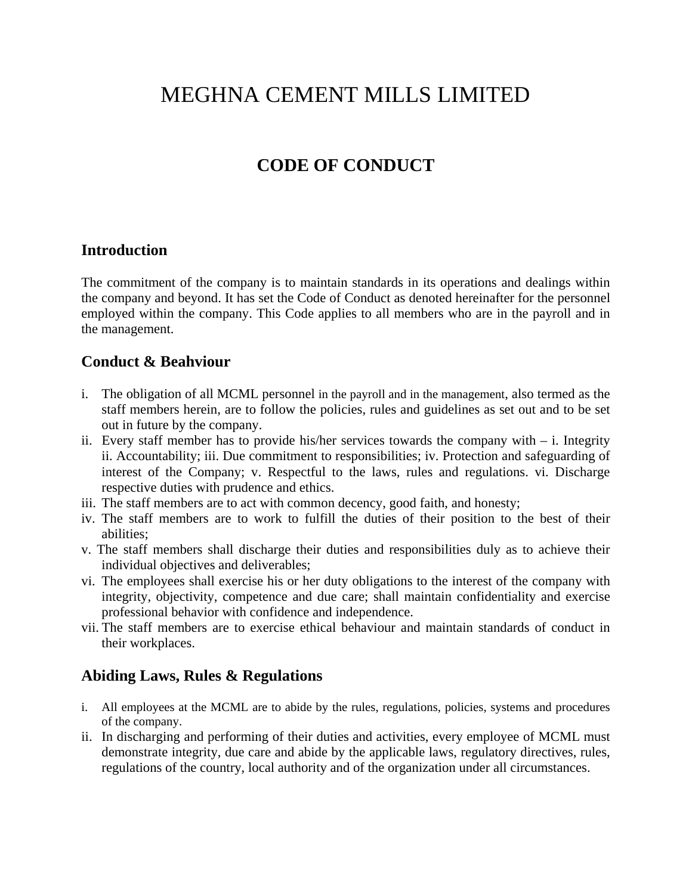# MEGHNA CEMENT MILLS LIMITED

## CODE OF CONDUCT

### Introduction

The commitment of the company is to maintain standards in its operations and dealings within the company and beyond. It has set the Code of Conduct as denoted hereinafter for the personnel employed within the company. This Code applies to all members who are in the payroll and in the management.

### Conduct & Beahviour

i. The obligation of all MCML personnel in the payroll and in the management, also termed as the staff members herein, are to follow the policies, rules and guidelines as set out and to be set out in future by the company.
ii. Every staff member has to provide his/her services towards the company with – i. Integrity ii. Accountability; iii. Due commitment to responsibilities; iv. Protection and safeguarding of interest of the Company; v. Respectful to the laws, rules and regulations. vi. Discharge respective duties with prudence and ethics.
iii. The staff members are to act with common decency, good faith, and honesty;
iv. The staff members are to work to fulfill the duties of their position to the best of their abilities;
v. The staff members shall discharge their duties and responsibilities duly as to achieve their individual objectives and deliverables;
vi. The employees shall exercise his or her duty obligations to the interest of the company with integrity, objectivity, competence and due care; shall maintain confidentiality and exercise professional behavior with confidence and independence.
vii. The staff members are to exercise ethical behaviour and maintain standards of conduct in their workplaces.

### Abiding Laws, Rules & Regulations

i. All employees at the MCML are to abide by the rules, regulations, policies, systems and procedures of the company.
ii. In discharging and performing of their duties and activities, every employee of MCML must demonstrate integrity, due care and abide by the applicable laws, regulatory directives, rules, regulations of the country, local authority and of the organization under all circumstances.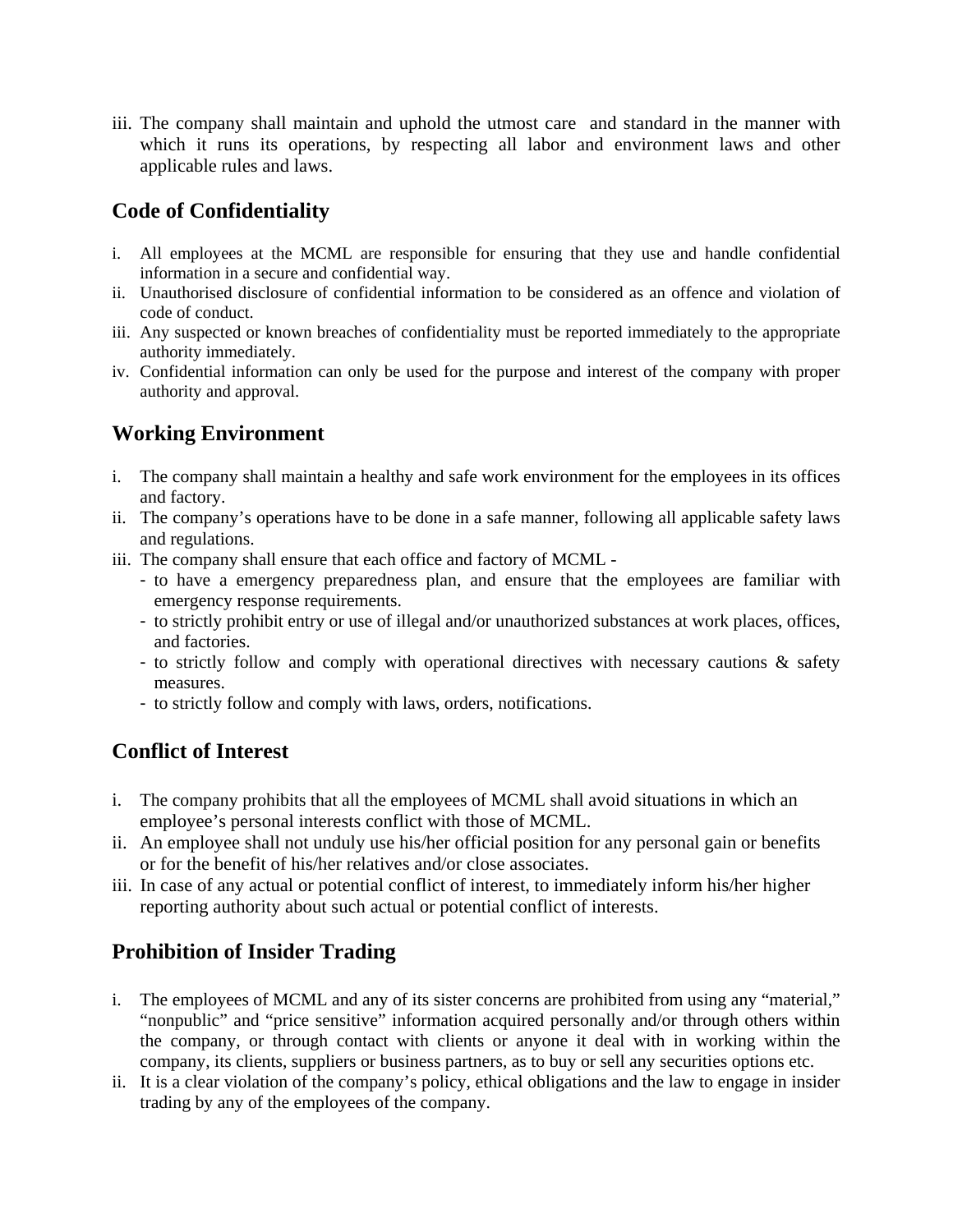iii. The company shall maintain and uphold the utmost care and standard in the manner with which it runs its operations, by respecting all labor and environment laws and other applicable rules and laws.

## Code of Confidentiality

i. All employees at the MCML are responsible for ensuring that they use and handle confidential information in a secure and confidential way.
ii. Unauthorised disclosure of confidential information to be considered as an offence and violation of code of conduct.
iii. Any suspected or known breaches of confidentiality must be reported immediately to the appropriate authority immediately.
iv. Confidential information can only be used for the purpose and interest of the company with proper authority and approval.

## Working Environment

i. The company shall maintain a healthy and safe work environment for the employees in its offices and factory.
ii. The company's operations have to be done in a safe manner, following all applicable safety laws and regulations.
iii. The company shall ensure that each office and factory of MCML -
   - to have a emergency preparedness plan, and ensure that the employees are familiar with emergency response requirements.
   - to strictly prohibit entry or use of illegal and/or unauthorized substances at work places, offices, and factories.
   - to strictly follow and comply with operational directives with necessary cautions & safety measures.
   - to strictly follow and comply with laws, orders, notifications.

## Conflict of Interest

i. The company prohibits that all the employees of MCML shall avoid situations in which an employee's personal interests conflict with those of MCML.
ii. An employee shall not unduly use his/her official position for any personal gain or benefits or for the benefit of his/her relatives and/or close associates.
iii. In case of any actual or potential conflict of interest, to immediately inform his/her higher reporting authority about such actual or potential conflict of interests.

## Prohibition of Insider Trading

i. The employees of MCML and any of its sister concerns are prohibited from using any "material," "nonpublic" and "price sensitive" information acquired personally and/or through others within the company, or through contact with clients or anyone it deal with in working within the company, its clients, suppliers or business partners, as to buy or sell any securities options etc.
ii. It is a clear violation of the company's policy, ethical obligations and the law to engage in insider trading by any of the employees of the company.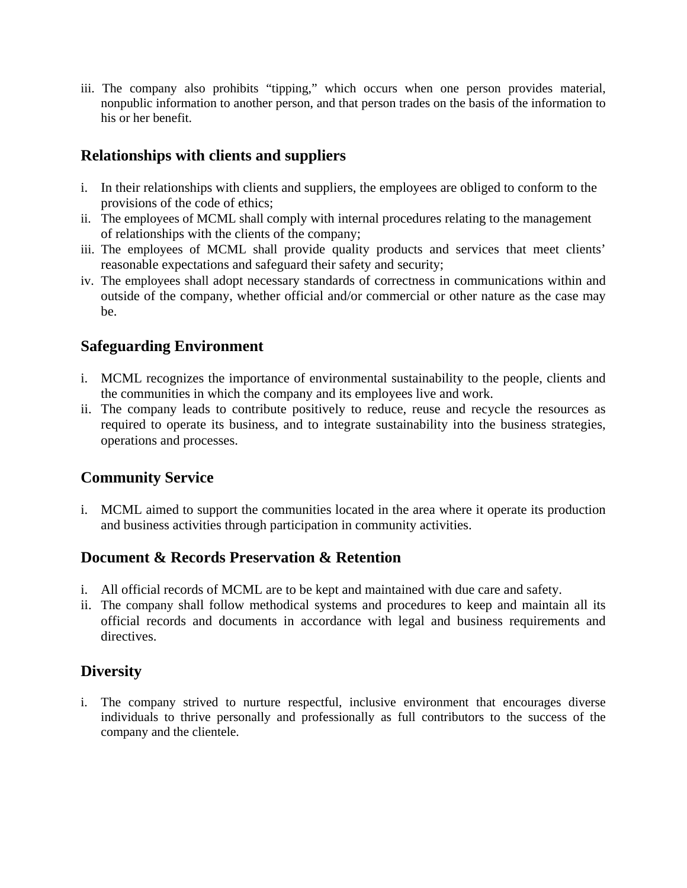iii. The company also prohibits "tipping," which occurs when one person provides material, nonpublic information to another person, and that person trades on the basis of the information to his or her benefit.

## Relationships with clients and suppliers

i. In their relationships with clients and suppliers, the employees are obliged to conform to the provisions of the code of ethics;
ii. The employees of MCML shall comply with internal procedures relating to the management of relationships with the clients of the company;
iii. The employees of MCML shall provide quality products and services that meet clients' reasonable expectations and safeguard their safety and security;
iv. The employees shall adopt necessary standards of correctness in communications within and outside of the company, whether official and/or commercial or other nature as the case may be.

## Safeguarding Environment

i. MCML recognizes the importance of environmental sustainability to the people, clients and the communities in which the company and its employees live and work.
ii. The company leads to contribute positively to reduce, reuse and recycle the resources as required to operate its business, and to integrate sustainability into the business strategies, operations and processes.

## Community Service

i. MCML aimed to support the communities located in the area where it operate its production and business activities through participation in community activities.

## Document & Records Preservation & Retention

i. All official records of MCML are to be kept and maintained with due care and safety.
ii. The company shall follow methodical systems and procedures to keep and maintain all its official records and documents in accordance with legal and business requirements and directives.

## Diversity

i. The company strived to nurture respectful, inclusive environment that encourages diverse individuals to thrive personally and professionally as full contributors to the success of the company and the clientele.